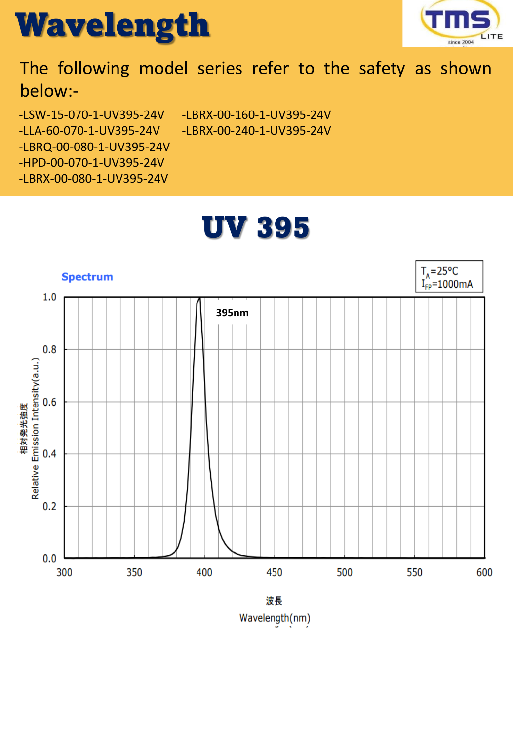# Wavelength

The following model series refer to the safety as shown below:-

- -LSW-15-070-1-UV395-24V
- -LLA-60-070-1-UV395-24V
- -LBRQ-00-080-1-UV395-24V
- -HPD-00-070-1-UV395-24V
- -LBRX-00-080-1-UV395-24V
- -LBRX-00-160-1-UV395-24V
- -LBRX-00-240-1-UV395-24V

## UV 395

Spectrum

$T_A$=25°C
$I_{FP}$=1000mA

395nm

相対発光強度
Relative Emission Intensity(a.u.)

波長
Wavelength(nm)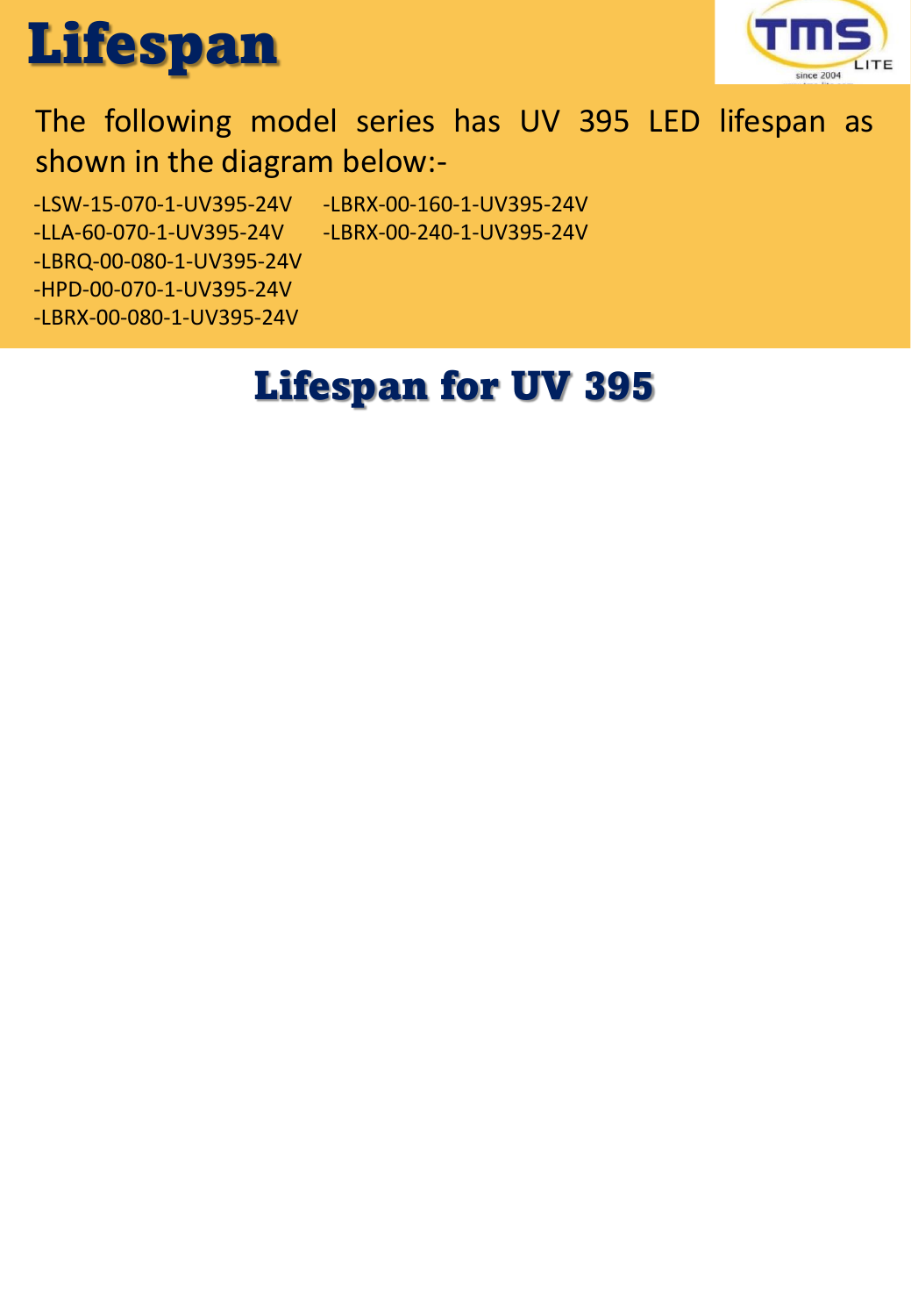# Lifespan

The following model series has UV 395 LED lifespan as shown in the diagram below:-

- LSW-15-070-1-UV395-24V
- LLA-60-070-1-UV395-24V
- LBRQ-00-080-1-UV395-24V
- HPD-00-070-1-UV395-24V
- LBRX-00-080-1-UV395-24V
- LBRX-00-160-1-UV395-24V
- LBRX-00-240-1-UV395-24V

## Lifespan for UV 395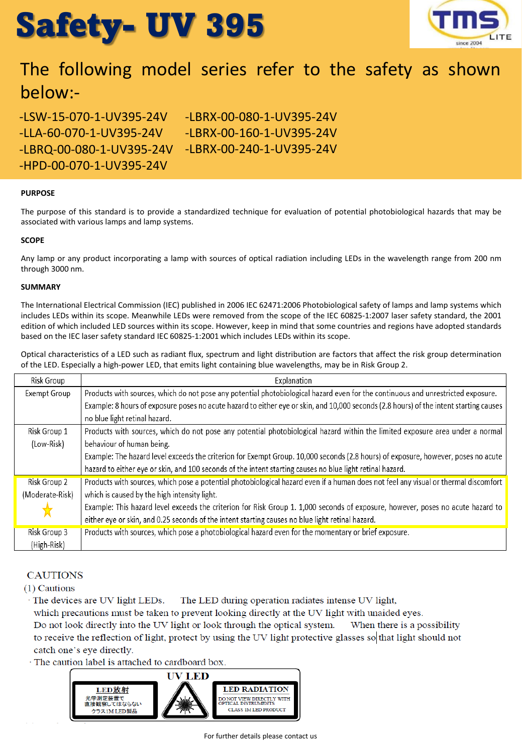# Safety- UV 395

TMS LITE since 2004

The following model series refer to the safety as shown below:-

-LSW-15-070-1-UV395-24V
-LLA-60-070-1-UV395-24V
-LBRQ-00-080-1-UV395-24V
-HPD-00-070-1-UV395-24V
-LBRX-00-080-1-UV395-24V
-LBRX-00-160-1-UV395-24V
-LBRX-00-240-1-UV395-24V

**PURPOSE**

The purpose of this standard is to provide a standardized technique for evaluation of potential photobiological hazards that may be associated with various lamps and lamp systems.

**SCOPE**

Any lamp or any product incorporating a lamp with sources of optical radiation including LEDs in the wavelength range from 200 nm through 3000 nm.

**SUMMARY**

The International Electrical Commission (IEC) published in 2006 IEC 62471:2006 Photobiological safety of lamps and lamp systems which includes LEDs within its scope. Meanwhile LEDs were removed from the scope of the IEC 60825-1:2007 laser safety standard, the 2001 edition of which included LED sources within its scope. However, keep in mind that some countries and regions have adopted standards based on the IEC laser safety standard IEC 60825-1:2001 which includes LEDs within its scope.

Optical characteristics of a LED such as radiant flux, spectrum and light distribution are factors that affect the risk group determination of the LED. Especially a high-power LED, that emits light containing blue wavelengths, may be in Risk Group 2.

| Risk Group | Explanation |
|---|---|
| Exempt Group | Products with sources, which do not pose any potential photobiological hazard even for the continuous and unrestricted exposure. Example: 8 hours of exposure poses no acute hazard to either eye or skin, and 10,000 seconds (2.8 hours) of the intent starting causes no blue light retinal hazard. |
| Risk Group 1 (Low-Risk) | Products with sources, which do not pose any potential photobiological hazard within the limited exposure area under a normal behaviour of human being. Example: The hazard level exceeds the criterion for Exempt Group. 10,000 seconds (2.8 hours) of exposure, however, poses no acute hazard to either eye or skin, and 100 seconds of the intent starting causes no blue light retinal hazard. |
| Risk Group 2 (Moderate-Risk) ★ | Products with sources, which pose a potential photobiological hazard even if a human does not feel any visual or thermal discomfort which is caused by the high intensity light. Example: This hazard level exceeds the criterion for Risk Group 1. 1,000 seconds of exposure, however, poses no acute hazard to either eye or skin, and 0.25 seconds of the intent starting causes no blue light retinal hazard. |
| Risk Group 3 (High-Risk) | Products with sources, which pose a photobiological hazard even for the momentary or brief exposure. |

CAUTIONS

(1) Cautions

- The devices are UV light LEDs. The LED during operation radiates intense UV light, which precautions must be taken to prevent looking directly at the UV light with unaided eyes. Do not look directly into the UV light or look through the optical system. When there is a possibility to receive the reflection of light, protect by using the UV light protective glasses so that light should not catch one's eye directly.
- The caution label is attached to cardboard box.

UV LED

LED放射
光学測定装置で
直接観察してはならない
クラス1M LED製品

LED RADIATION
DO NOT VIEW DIRECTLY WITH OPTICAL INSTRUMENTS
CLASS 1M LED PRODUCT

For further details please contact us